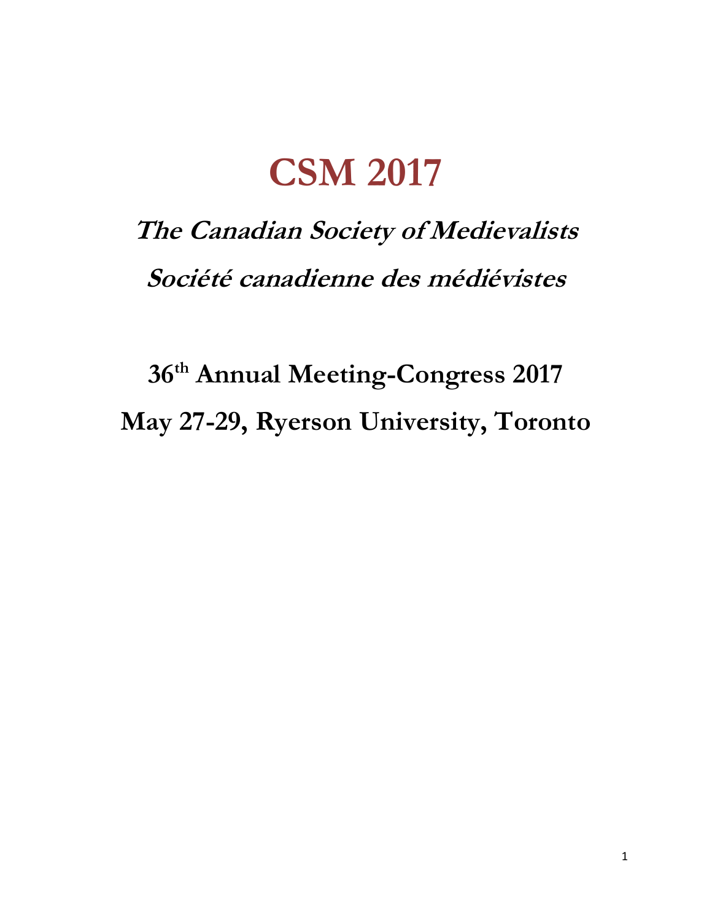# CSM 2017

## *The Canadian Society of Medievalists*

## *Société canadienne des médiévistes*

## 36th Annual Meeting-Congress 2017

## May 27-29, Ryerson University, Toronto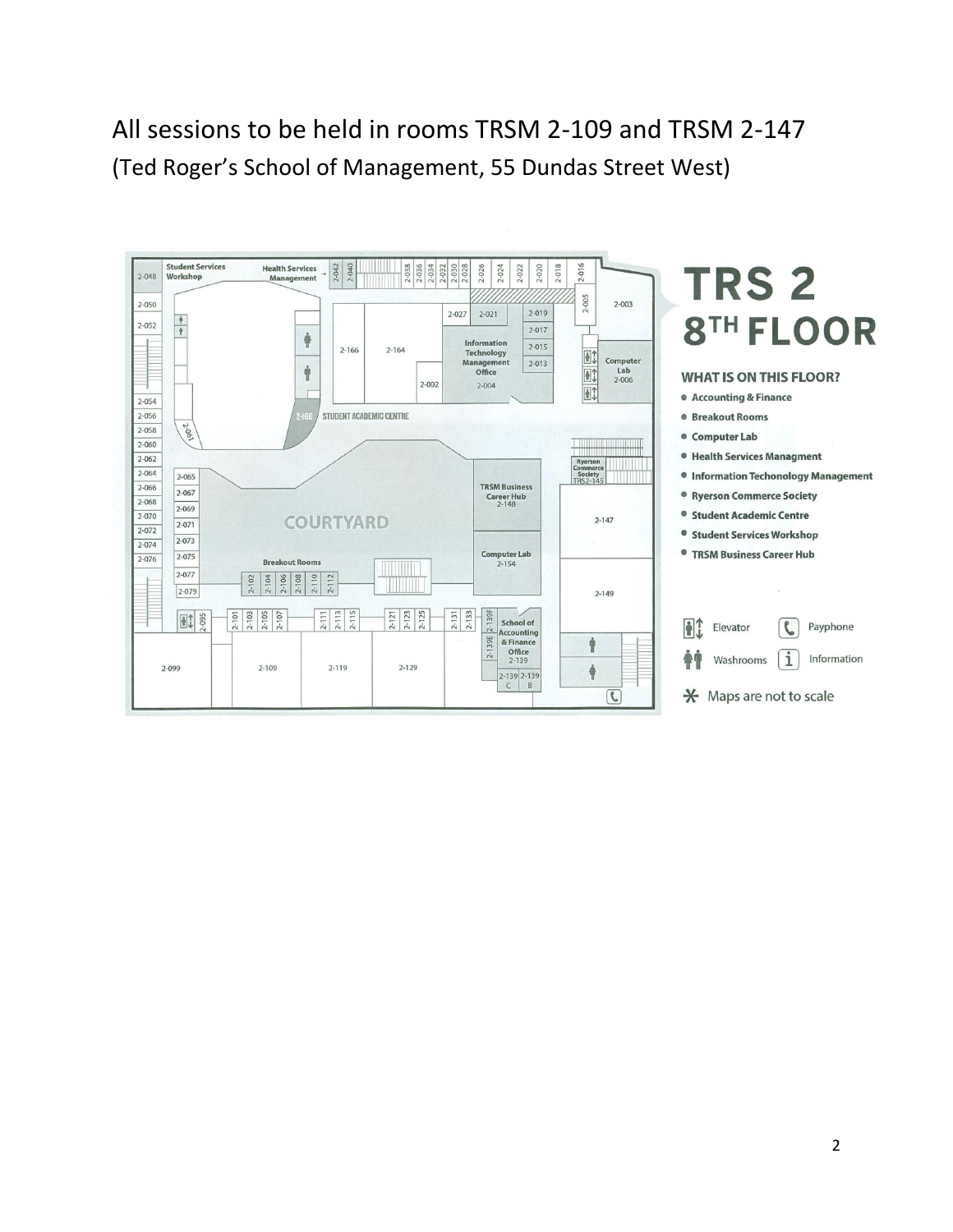All sessions to be held in rooms TRSM 2-109 and TRSM 2-147
(Ted Roger's School of Management, 55 Dundas Street West)

# TRS 2 8TH FLOOR

**WHAT IS ON THIS FLOOR?**

- Accounting & Finance
- Breakout Rooms
- Computer Lab
- Health Services Managment
- Information Techonology Management
- Ryerson Commerce Society
- Student Academic Centre
- Student Services Workshop
- TRSM Business Career Hub

Elevator | Payphone | Washrooms | Information

\* Maps are not to scale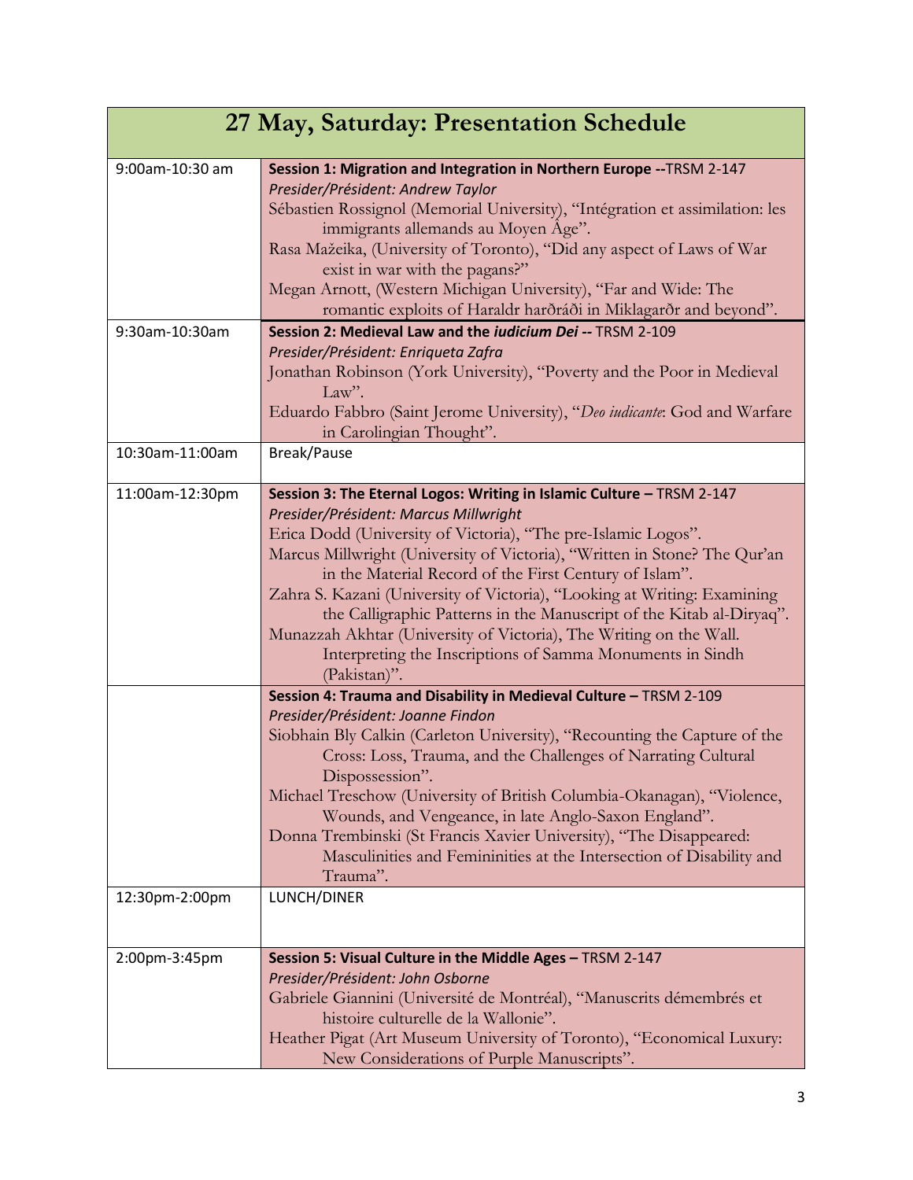## 27 May, Saturday: Presentation Schedule

| | |
|---|---|
| 9:00am-10:30 am | **Session 1: Migration and Integration in Northern Europe --**TRSM 2-147<br>*Presider/Président: Andrew Taylor*<br>Sébastien Rossignol (Memorial University), "Intégration et assimilation: les immigrants allemands au Moyen Âge".<br>Rasa Mažeika, (University of Toronto), "Did any aspect of Laws of War exist in war with the pagans?"<br>Megan Arnott, (Western Michigan University), "Far and Wide: The romantic exploits of Haraldr harðráði in Miklagarðr and beyond". |
| 9:30am-10:30am | **Session 2: Medieval Law and the *iudicium Dei* --** TRSM 2-109<br>*Presider/Président: Enriqueta Zafra*<br>Jonathan Robinson (York University), "Poverty and the Poor in Medieval Law".<br>Eduardo Fabbro (Saint Jerome University), "*Deo iudicante*: God and Warfare in Carolingian Thought". |
| 10:30am-11:00am | Break/Pause |
| 11:00am-12:30pm | **Session 3: The Eternal Logos: Writing in Islamic Culture –** TRSM 2-147<br>*Presider/Président: Marcus Millwright*<br>Erica Dodd (University of Victoria), "The pre-Islamic Logos".<br>Marcus Millwright (University of Victoria), "Written in Stone? The Qur'an in the Material Record of the First Century of Islam".<br>Zahra S. Kazani (University of Victoria), "Looking at Writing: Examining the Calligraphic Patterns in the Manuscript of the Kitab al-Diryaq".<br>Munazzah Akhtar (University of Victoria), The Writing on the Wall. Interpreting the Inscriptions of Samma Monuments in Sindh (Pakistan)". |
| | **Session 4: Trauma and Disability in Medieval Culture –** TRSM 2-109<br>*Presider/Président: Joanne Findon*<br>Siobhain Bly Calkin (Carleton University), "Recounting the Capture of the Cross: Loss, Trauma, and the Challenges of Narrating Cultural Dispossession".<br>Michael Treschow (University of British Columbia-Okanagan), "Violence, Wounds, and Vengeance, in late Anglo-Saxon England".<br>Donna Trembinski (St Francis Xavier University), "The Disappeared: Masculinities and Femininities at the Intersection of Disability and Trauma". |
| 12:30pm-2:00pm | LUNCH/DINER |
| 2:00pm-3:45pm | **Session 5: Visual Culture in the Middle Ages –** TRSM 2-147<br>*Presider/Président: John Osborne*<br>Gabriele Giannini (Université de Montréal), "Manuscrits démembrés et histoire culturelle de la Wallonie".<br>Heather Pigat (Art Museum University of Toronto), "Economical Luxury: New Considerations of Purple Manuscripts". |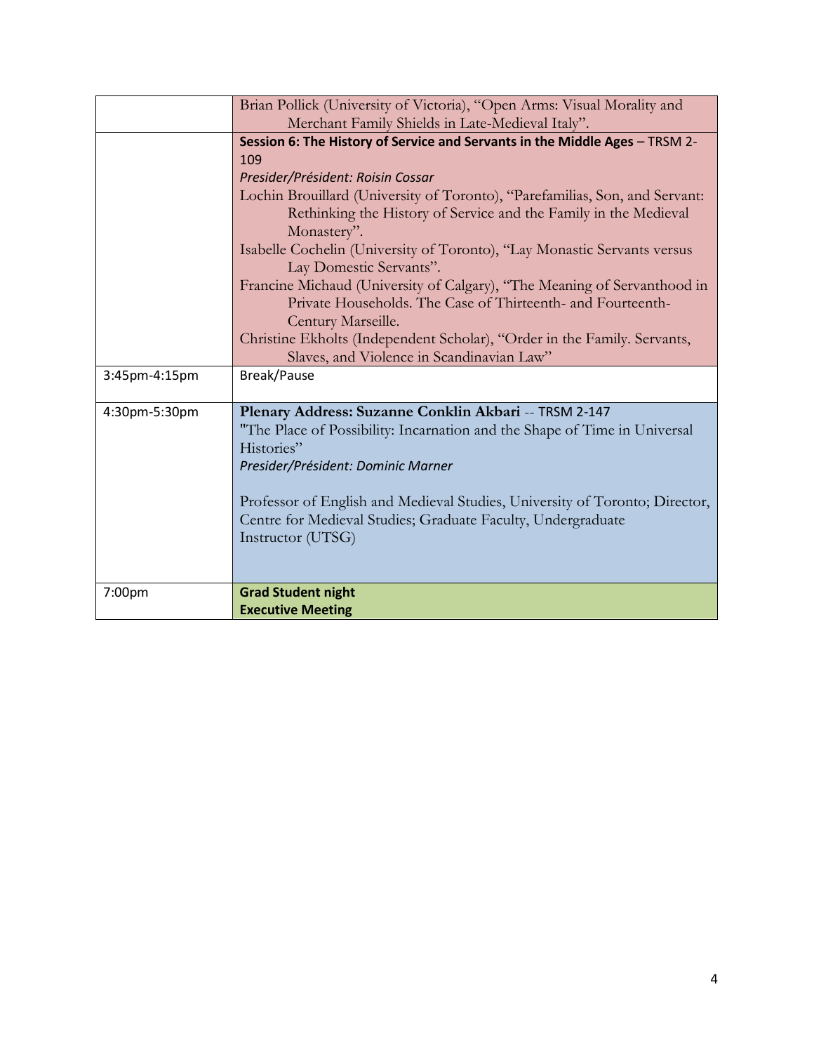| | |
|---|---|
| | Brian Pollick (University of Victoria), "Open Arms: Visual Morality and Merchant Family Shields in Late-Medieval Italy". |
| | **Session 6: The History of Service and Servants in the Middle Ages** – TRSM 2-109<br>*Presider/Président: Roisin Cossar*<br>Lochin Brouillard (University of Toronto), "Parefamilias, Son, and Servant: Rethinking the History of Service and the Family in the Medieval Monastery".<br>Isabelle Cochelin (University of Toronto), "Lay Monastic Servants versus Lay Domestic Servants".<br>Francine Michaud (University of Calgary), "The Meaning of Servanthood in Private Households. The Case of Thirteenth- and Fourteenth-Century Marseille.<br>Christine Ekholts (Independent Scholar), "Order in the Family. Servants, Slaves, and Violence in Scandinavian Law" |
| 3:45pm-4:15pm | Break/Pause |
| 4:30pm-5:30pm | **Plenary Address: Suzanne Conklin Akbari** -- TRSM 2-147<br>"The Place of Possibility: Incarnation and the Shape of Time in Universal Histories"<br>*Presider/Président: Dominic Marner*<br><br>Professor of English and Medieval Studies, University of Toronto; Director, Centre for Medieval Studies; Graduate Faculty, Undergraduate Instructor (UTSG) |
| 7:00pm | **Grad Student night**<br>**Executive Meeting** |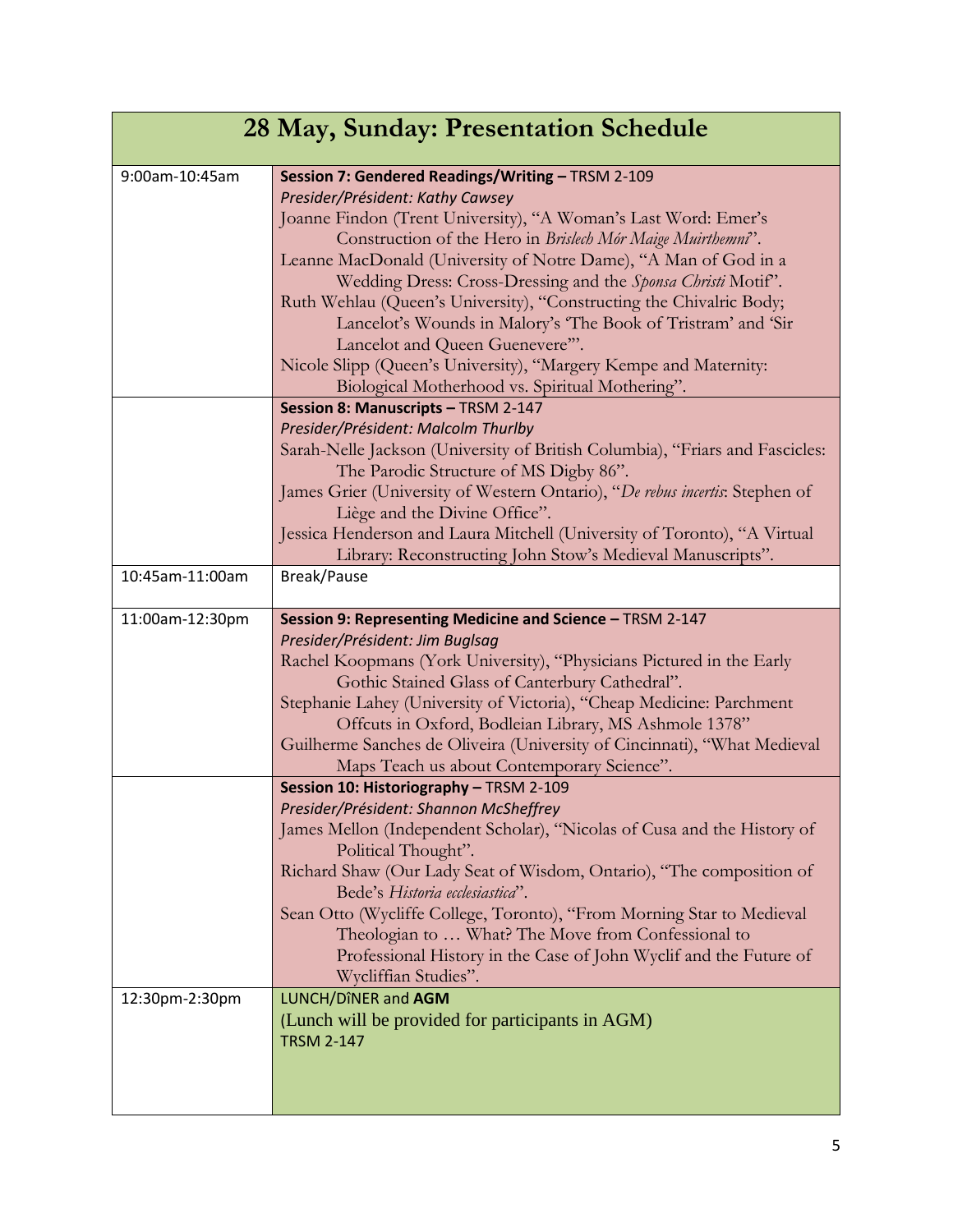| 28 May, Sunday: Presentation Schedule | |
|---|---|
| 9:00am-10:45am | **Session 7: Gendered Readings/Writing –** TRSM 2-109<br>*Presider/Président: Kathy Cawsey*<br>Joanne Findon (Trent University), "A Woman's Last Word: Emer's Construction of the Hero in *Brislech Mór Maige Muirthemni*".<br>Leanne MacDonald (University of Notre Dame), "A Man of God in a Wedding Dress: Cross-Dressing and the *Sponsa Christi* Motif".<br>Ruth Wehlau (Queen's University), "Constructing the Chivalric Body; Lancelot's Wounds in Malory's 'The Book of Tristram' and 'Sir Lancelot and Queen Guenevere'".<br>Nicole Slipp (Queen's University), "Margery Kempe and Maternity: Biological Motherhood vs. Spiritual Mothering". |
| | **Session 8: Manuscripts –** TRSM 2-147<br>*Presider/Président: Malcolm Thurlby*<br>Sarah-Nelle Jackson (University of British Columbia), "Friars and Fascicles: The Parodic Structure of MS Digby 86".<br>James Grier (University of Western Ontario), "*De rebus incertis*: Stephen of Liège and the Divine Office".<br>Jessica Henderson and Laura Mitchell (University of Toronto), "A Virtual Library: Reconstructing John Stow's Medieval Manuscripts". |
| 10:45am-11:00am | Break/Pause |
| 11:00am-12:30pm | **Session 9: Representing Medicine and Science –** TRSM 2-147<br>*Presider/Président: Jim Buglsag*<br>Rachel Koopmans (York University), "Physicians Pictured in the Early Gothic Stained Glass of Canterbury Cathedral".<br>Stephanie Lahey (University of Victoria), "Cheap Medicine: Parchment Offcuts in Oxford, Bodleian Library, MS Ashmole 1378"<br>Guilherme Sanches de Oliveira (University of Cincinnati), "What Medieval Maps Teach us about Contemporary Science". |
| | **Session 10: Historiography –** TRSM 2-109<br>*Presider/Président: Shannon McSheffrey*<br>James Mellon (Independent Scholar), "Nicolas of Cusa and the History of Political Thought".<br>Richard Shaw (Our Lady Seat of Wisdom, Ontario), "The composition of Bede's *Historia ecclesiastica*".<br>Sean Otto (Wycliffe College, Toronto), "From Morning Star to Medieval Theologian to … What? The Move from Confessional to Professional History in the Case of John Wyclif and the Future of Wycliffian Studies". |
| 12:30pm-2:30pm | LUNCH/DÎNER and **AGM**<br>(Lunch will be provided for participants in AGM)<br>TRSM 2-147 |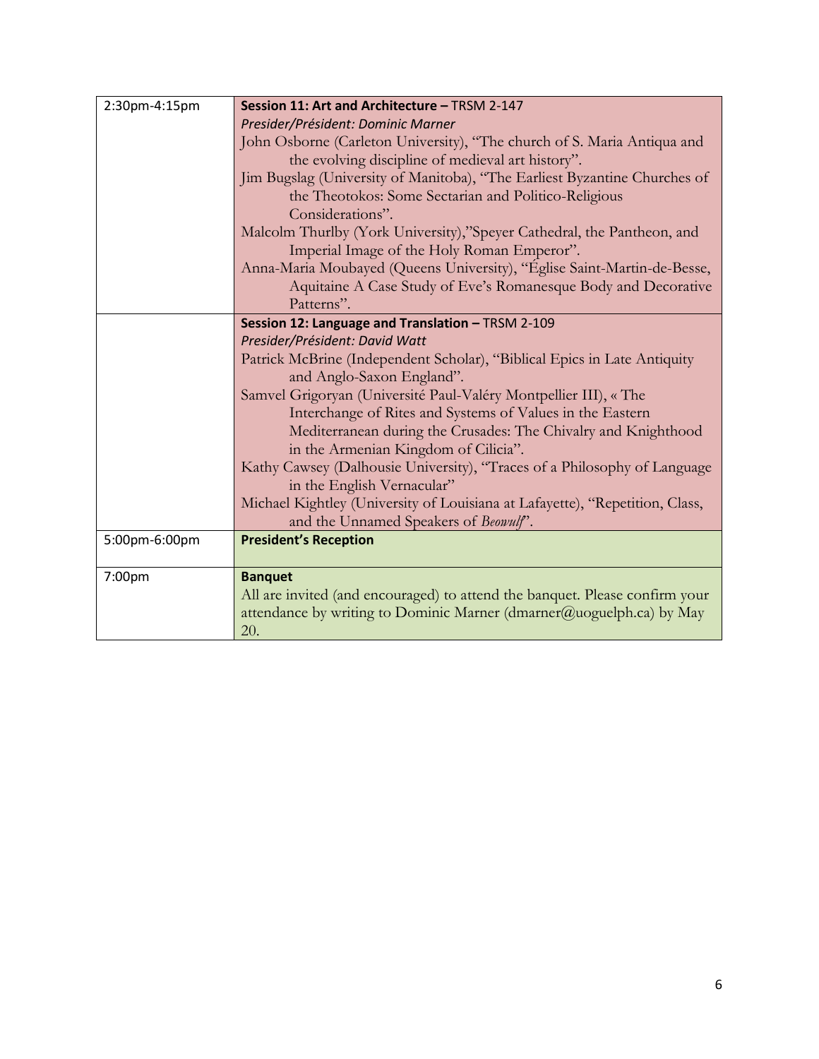| | |
|---|---|
| 2:30pm-4:15pm | **Session 11: Art and Architecture –** TRSM 2-147<br>*Presider/Président: Dominic Marner*<br>John Osborne (Carleton University), "The church of S. Maria Antiqua and the evolving discipline of medieval art history".<br>Jim Bugslag (University of Manitoba), "The Earliest Byzantine Churches of the Theotokos: Some Sectarian and Politico-Religious Considerations".<br>Malcolm Thurlby (York University),"Speyer Cathedral, the Pantheon, and Imperial Image of the Holy Roman Emperor".<br>Anna-Maria Moubayed (Queens University), "Église Saint-Martin-de-Besse, Aquitaine A Case Study of Eve's Romanesque Body and Decorative Patterns". |
| | **Session 12: Language and Translation –** TRSM 2-109<br>*Presider/Président: David Watt*<br>Patrick McBrine (Independent Scholar), "Biblical Epics in Late Antiquity and Anglo-Saxon England".<br>Samvel Grigoryan (Université Paul-Valéry Montpellier III), « The Interchange of Rites and Systems of Values in the Eastern Mediterranean during the Crusades: The Chivalry and Knighthood in the Armenian Kingdom of Cilicia".<br>Kathy Cawsey (Dalhousie University), "Traces of a Philosophy of Language in the English Vernacular"<br>Michael Kightley (University of Louisiana at Lafayette), "Repetition, Class, and the Unnamed Speakers of *Beowulf*". |
| 5:00pm-6:00pm | **President's Reception** |
| 7:00pm | **Banquet**<br>All are invited (and encouraged) to attend the banquet. Please confirm your attendance by writing to Dominic Marner (dmarner@uoguelph.ca) by May 20. |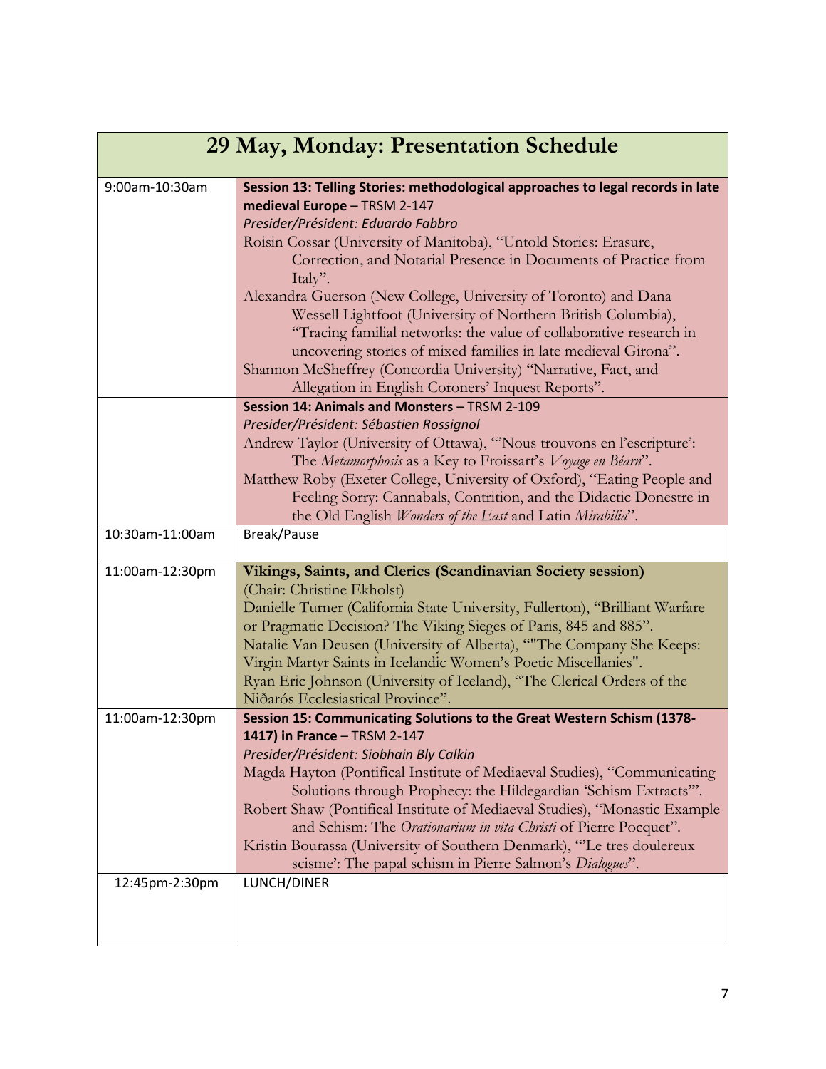| 29 May, Monday: Presentation Schedule | |
|---|---|
| 9:00am-10:30am | **Session 13: Telling Stories: methodological approaches to legal records in late medieval Europe** – TRSM 2-147<br>*Presider/Président: Eduardo Fabbro*<br>Roisin Cossar (University of Manitoba), "Untold Stories: Erasure, Correction, and Notarial Presence in Documents of Practice from Italy".<br>Alexandra Guerson (New College, University of Toronto) and Dana Wessell Lightfoot (University of Northern British Columbia), "Tracing familial networks: the value of collaborative research in uncovering stories of mixed families in late medieval Girona".<br>Shannon McSheffrey (Concordia University) "Narrative, Fact, and Allegation in English Coroners' Inquest Reports". |
| | **Session 14: Animals and Monsters** – TRSM 2-109<br>*Presider/Président: Sébastien Rossignol*<br>Andrew Taylor (University of Ottawa), "'Nous trouvons en l'escripture': The *Metamorphosis* as a Key to Froissart's *Voyage en Béarn*".<br>Matthew Roby (Exeter College, University of Oxford), "Eating People and Feeling Sorry: Cannabals, Contrition, and the Didactic Donestre in the Old English *Wonders of the East* and Latin *Mirabilia*". |
| 10:30am-11:00am | Break/Pause |
| 11:00am-12:30pm | **Vikings, Saints, and Clerics (Scandinavian Society session)**<br>(Chair: Christine Ekholst)<br>Danielle Turner (California State University, Fullerton), "Brilliant Warfare or Pragmatic Decision? The Viking Sieges of Paris, 845 and 885".<br>Natalie Van Deusen (University of Alberta), ""The Company She Keeps: Virgin Martyr Saints in Icelandic Women's Poetic Miscellanies".<br>Ryan Eric Johnson (University of Iceland), "The Clerical Orders of the Niðarós Ecclesiastical Province". |
| 11:00am-12:30pm | **Session 15: Communicating Solutions to the Great Western Schism (1378-1417) in France** – TRSM 2-147<br>*Presider/Président: Siobhain Bly Calkin*<br>Magda Hayton (Pontifical Institute of Mediaeval Studies), "Communicating Solutions through Prophecy: the Hildegardian 'Schism Extracts'".<br>Robert Shaw (Pontifical Institute of Mediaeval Studies), "Monastic Example and Schism: The *Orationarium in vita Christi* of Pierre Pocquet".<br>Kristin Bourassa (University of Southern Denmark), "'Le tres doulereux scisme': The papal schism in Pierre Salmon's *Dialogues*". |
| 12:45pm-2:30pm | LUNCH/DINER |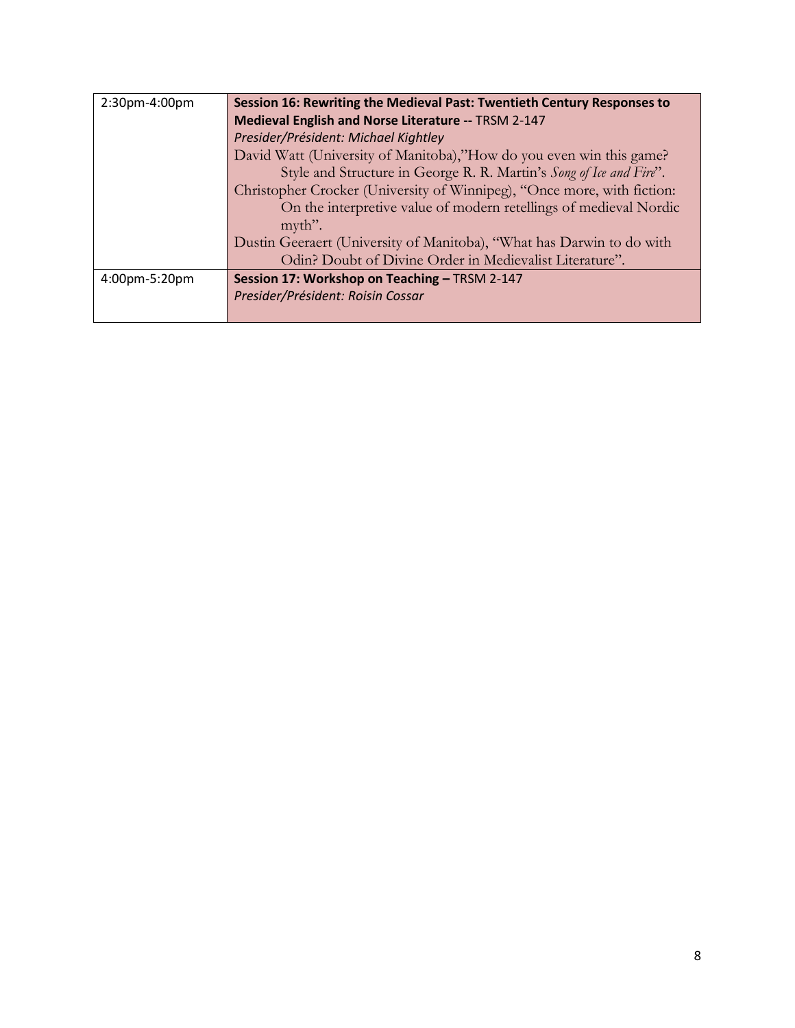| | |
|---|---|
| 2:30pm-4:00pm | **Session 16: Rewriting the Medieval Past: Twentieth Century Responses to Medieval English and Norse Literature --** TRSM 2-147<br>*Presider/Président: Michael Kightley*<br>David Watt (University of Manitoba),"How do you even win this game? Style and Structure in George R. R. Martin's *Song of Ice and Fire*".<br>Christopher Crocker (University of Winnipeg), "Once more, with fiction: On the interpretive value of modern retellings of medieval Nordic myth".<br>Dustin Geeraert (University of Manitoba), "What has Darwin to do with Odin? Doubt of Divine Order in Medievalist Literature". |
| 4:00pm-5:20pm | **Session 17: Workshop on Teaching –** TRSM 2-147<br>*Presider/Président: Roisin Cossar* |